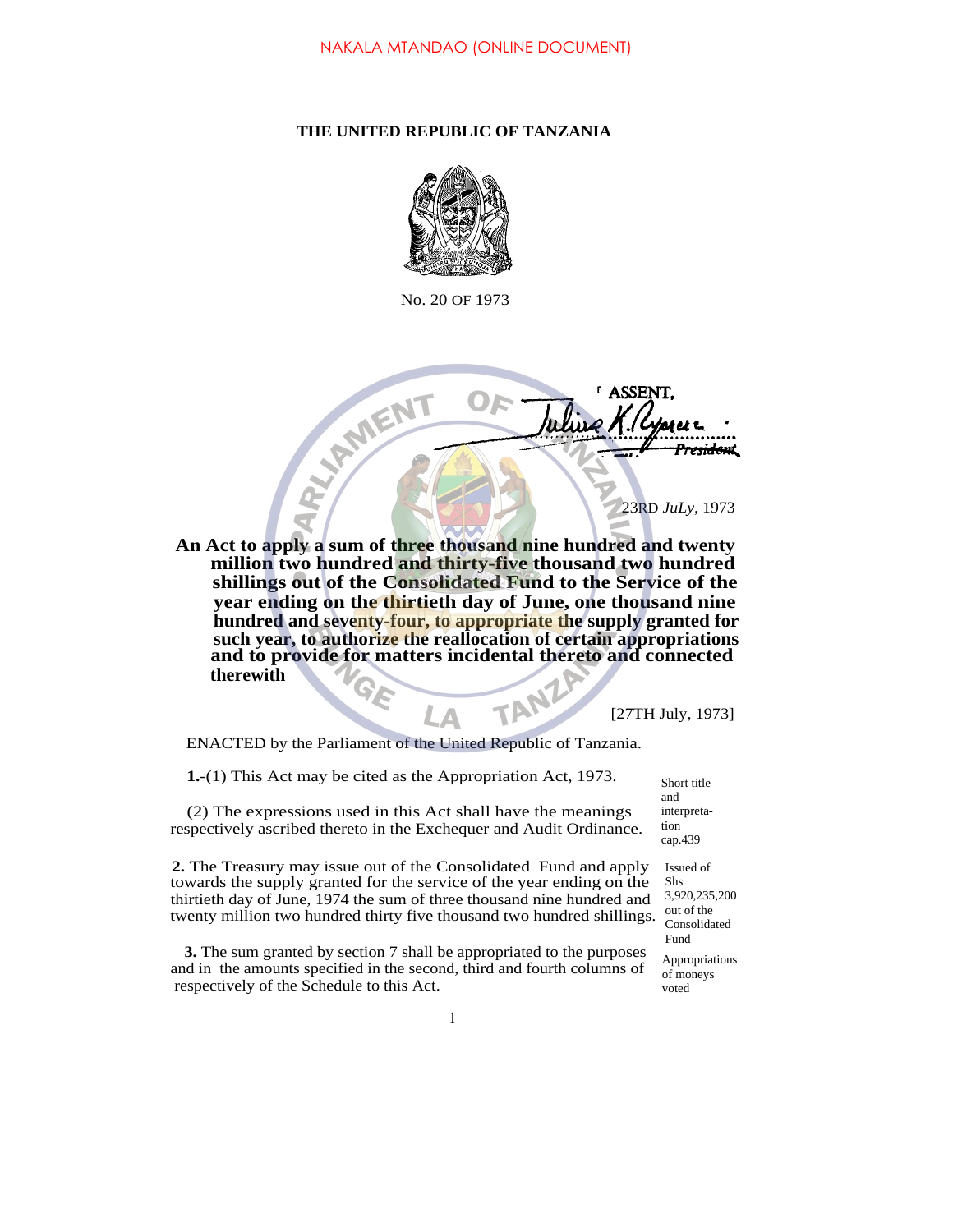NAKALA MTANDAO (ONLINE DOCUMENT)

**THE UNITED REPUBLIC OF TANZANIA**

No. 20 OF 1973

ASSENT,

Julius K. Nyerere
President

23RD *JuLy*, 1973

**An Act to apply a sum of three thousand nine hundred and twenty million two hundred and thirty-five thousand two hundred shillings out of the Consolidated Fund to the Service of the year ending on the thirtieth day of June, one thousand nine hundred and seventy-four, to appropriate the supply granted for such year, to authorize the reallocation of certain appropriations and to provide for matters incidental thereto and connected therewith**

[27TH July, 1973]

ENACTED by the Parliament of the United Republic of Tanzania.

Short title and interpretation cap.439

**1.**-(1) This Act may be cited as the Appropriation Act, 1973.

(2) The expressions used in this Act shall have the meanings respectively ascribed thereto in the Exchequer and Audit Ordinance.

Issued of Shs 3,920,235,200 out of the Consolidated Fund

**2.** The Treasury may issue out of the Consolidated Fund and apply towards the supply granted for the service of the year ending on the thirtieth day of June, 1974 the sum of three thousand nine hundred and twenty million two hundred thirty five thousand two hundred shillings.

Appropriations of moneys voted

**3.** The sum granted by section 7 shall be appropriated to the purposes and in the amounts specified in the second, third and fourth columns of respectively of the Schedule to this Act.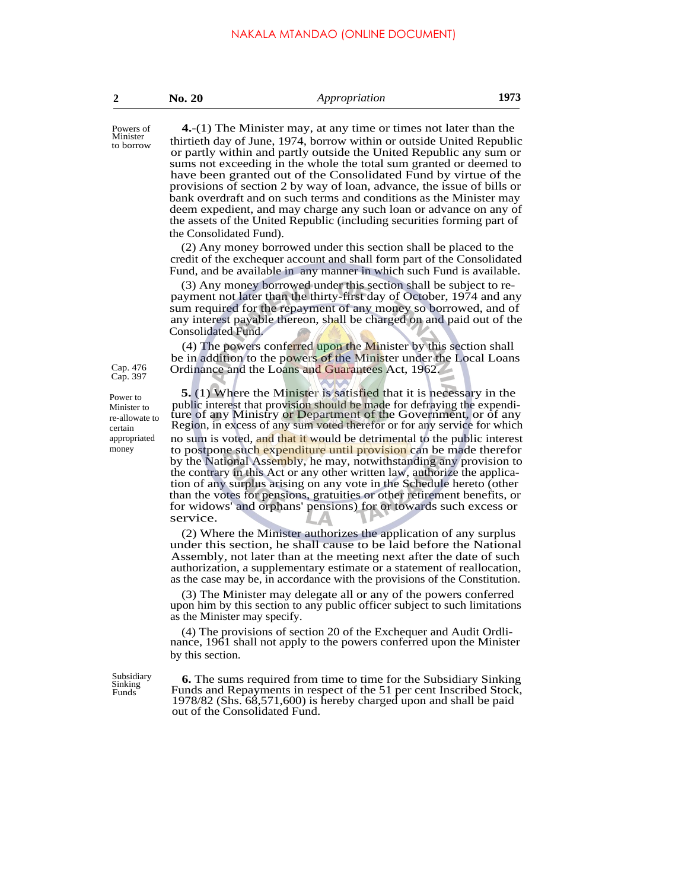**Powers of Minister to borrow**

**4.**-(1) The Minister may, at any time or times not later than the thirtieth day of June, 1974, borrow within or outside United Republic or partly within and partly outside the United Republic any sum or sums not exceeding in the whole the total sum granted or deemed to have been granted out of the Consolidated Fund by virtue of the provisions of section 2 by way of loan, advance, the issue of bills or bank overdraft and on such terms and conditions as the Minister may deem expedient, and may charge any such loan or advance on any of the assets of the United Republic (including securities forming part of the Consolidated Fund).

(2) Any money borrowed under this section shall be placed to the credit of the exchequer account and shall form part of the Consolidated Fund, and be available in any manner in which such Fund is available.

(3) Any money borrowed under this section shall be subject to repayment not later than the thirty-first day of October, 1974 and any sum required for the repayment of any money so borrowed, and of any interest payable thereon, shall be charged on and paid out of the Consolidated Fund.

Cap. 476
Cap. 397

(4) The powers conferred upon the Minister by this section shall be in addition to the powers of the Minister under the Local Loans Ordinance and the Loans and Guarantees Act, 1962.

**Power to Minister to re-allowate to certain appropriated money**

**5.** (1) Where the Minister is satisfied that it is necessary in the public interest that provision should be made for defraying the expenditure of any Ministry or Department of the Government, or of any Region, in excess of any sum voted therefor or for any service for which no sum is voted, and that it would be detrimental to the public interest to postpone such expenditure until provision can be made therefor by the National Assembly, he may, notwithstanding any provision to the contrary in this Act or any other written law, authorize the application of any surplus arising on any vote in the Schedule hereto (other than the votes for pensions, gratuities or other retirement benefits, or for widows' and orphans' pensions) for or towards such excess or service.

(2) Where the Minister authorizes the application of any surplus under this section, he shall cause to be laid before the National Assembly, not later than at the meeting next after the date of such authorization, a supplementary estimate or a statement of reallocation, as the case may be, in accordance with the provisions of the Constitution.

(3) The Minister may delegate all or any of the powers conferred upon him by this section to any public officer subject to such limitations as the Minister may specify.

(4) The provisions of section 20 of the Exchequer and Audit Ordinance, 1961 shall not apply to the powers conferred upon the Minister by this section.

**Subsidiary Sinking Funds**

**6.** The sums required from time to time for the Subsidiary Sinking Funds and Repayments in respect of the 51 per cent Inscribed Stock, 1978/82 (Shs. 68,571,600) is hereby charged upon and shall be paid out of the Consolidated Fund.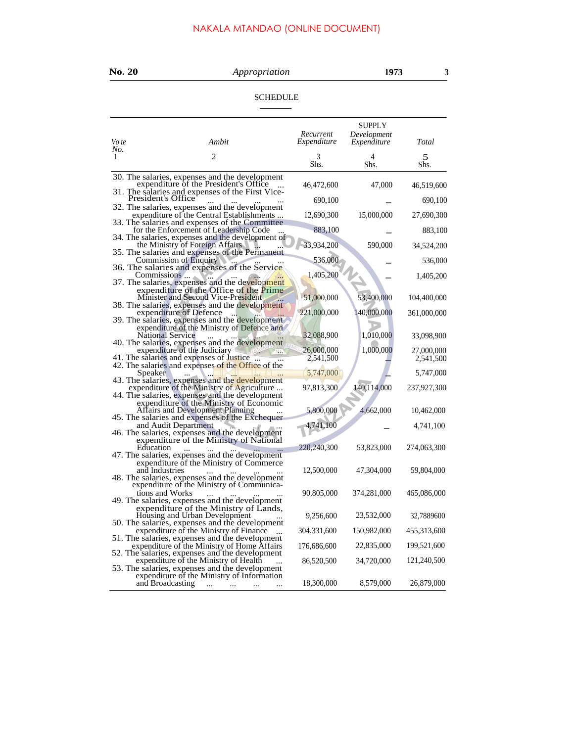NAKALA MTANDAO (ONLINE DOCUMENT)

## SCHEDULE

| *Vote No.* 1 | *Ambit* 2 | SUPPLY *Recurrent Expenditure* 3 Shs. | *Development Expenditure* 4 Shs. | *Total* 5 Shs. |
|---|---|---|---|---|
| 30. | The salaries, expenses and the development expenditure of the President's Office ... | 46,472,600 | 47,000 | 46,519,600 |
| 31. | The salaries and expenses of the First Vice-President's Office ... ... ... ... | 690,100 | — | 690,100 |
| 32. | The salaries, expenses and the development expenditure of the Central Establishments ... | 12,690,300 | 15,000,000 | 27,690,300 |
| 33. | The salaries and expenses of the Committee for the Enforcement of Leadership Code ... | 883,100 | — | 883,100 |
| 34. | The salaries, expenses and the development of the Ministry of Foreign Affairs ... ... | 33,934,200 | 590,000 | 34,524,200 |
| 35. | The salaries and expenses of the Permanent Commission of Enquiry ... ... ... | 536,000 | — | 536,000 |
| 36. | The salaries and expenses of the Service Commissions ... ... ... ... ... | 1,405,200 | — | 1,405,200 |
| 37. | The salaries, expenses and the development expenditure of the Office of the Prime Minister and Second Vice-President ... | 51,000,000 | 53,400,000 | 104,400,000 |
| 38. | The salaries, expenses and the development expenditure of Defence ... ... ... | 221,000,000 | 140,000,000 | 361,000,000 |
| 39. | The salaries, expenses and the development expenditure of the Ministry of Defence and National Service ... ... ... ... | 32,088,900 | 1,010,000 | 33,098,900 |
| 40. | The salaries, expenses and the development expenditure of the Judiciary ... ... | 26,000,000 | 1,000,000 | 27,000,000 |
| 41. | The salaries and expenses of Justice ... ... | 2,541,500 | — | 2,541,500 |
| 42. | The salaries and expenses of the Office of the Speaker ... ... ... ... ... | 5,747,000 | — | 5,747,000 |
| 43. | The salaries, expenses and the development expenditure of the Ministry of Agriculture ... | 97,813,300 | 140,114,000 | 237,927,300 |
| 44. | The salaries, expenses and the development expenditure of the Ministry of Economic Affairs and Development Planning ... | 5,800,000 | 4,662,000 | 10,462,000 |
| 45. | The salaries and expenses of the Exchequer and Audit Department ... ... ... | 4,741,100 | — | 4,741,100 |
| 46. | The salaries, expenses and the development expenditure of the Ministry of National Education ... ... ... ... ... | 220,240,300 | 53,823,000 | 274,063,300 |
| 47. | The salaries, expenses and the development expenditure of the Ministry of Commerce and Industries ... ... ... ... | 12,500,000 | 47,304,000 | 59,804,000 |
| 48. | The salaries, expenses and the development expenditure of the Ministry of Communications and Works ... ... ... ... | 90,805,000 | 374,281,000 | 465,086,000 |
| 49. | The salaries, expenses and the development expenditure of the Ministry of Lands, Housing and Urban Development ... | 9,256,600 | 23,532,000 | 32,7889600 |
| 50. | The salaries, expenses and the development expenditure of the Ministry of Finance ... | 304,331,600 | 150,982,000 | 455,313,600 |
| 51. | The salaries, expenses and the development expenditure of the Ministry of Home Affairs | 176,686,600 | 22,835,000 | 199,521,600 |
| 52. | The salaries, expenses and the development expenditure of the Ministry of Health ... | 86,520,500 | 34,720,000 | 121,240,500 |
| 53. | The salaries, expenses and the development expenditure of the Ministry of Information and Broadcasting ... ... ... ... | 18,300,000 | 8,579,000 | 26,879,000 |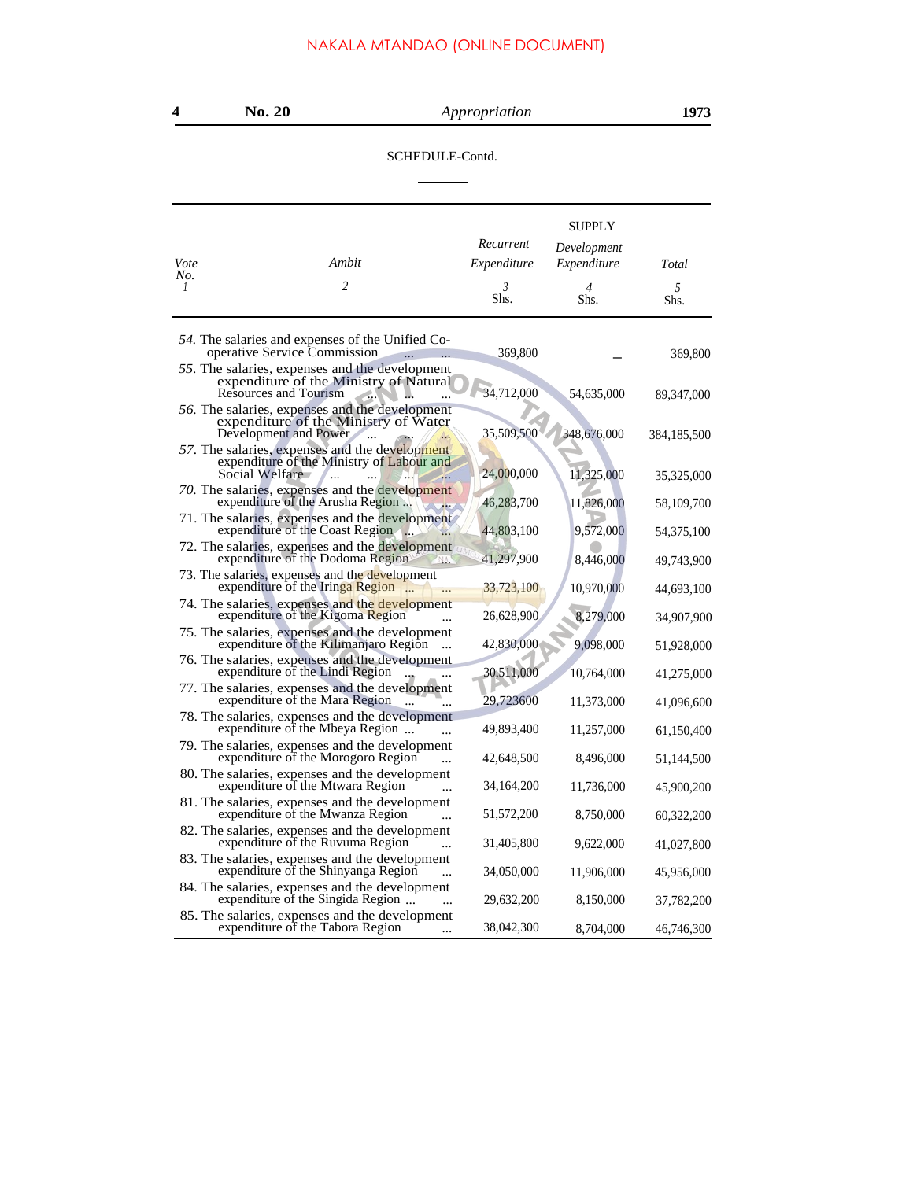NAKALA MTANDAO (ONLINE DOCUMENT)

SCHEDULE-Contd.

| Vote No. 1 | Ambit 2 | SUPPLY Recurrent Expenditure 3 Shs. | Development Expenditure 4 Shs. | Total 5 Shs. |
|---|---|---|---|---|
| *54.* | The salaries and expenses of the Unified Co-operative Service Commission ... ... | 369,800 | – | 369,800 |
| *55.* | The salaries, expenses and the development expenditure of the Ministry of Natural Resources and Tourism ... ... ... | 34,712,000 | 54,635,000 | 89,347,000 |
| *56.* | The salaries, expenses and the development expenditure of the Ministry of Water Development and Power ... ... ... | 35,509,500 | 348,676,000 | 384,185,500 |
| *57.* | The salaries, expenses and the development expenditure of the Ministry of Labour and Social Welfare ... ... ... ... | 24,000,000 | 11,325,000 | 35,325,000 |
| *70.* | The salaries, expenses and the development expenditure of the Arusha Region ... | 46,283,700 | 11,826,000 | 58,109,700 |
| 71. | The salaries, expenses and the development expenditure of the Coast Region ... ... | 44,803,100 | 9,572,000 | 54,375,100 |
| 72. | The salaries, expenses and the development expenditure of the Dodoma Region ... | 41,297,900 | 8,446,000 | 49,743,900 |
| 73. | The salaries, expenses and the development expenditure of the Iringa Region ... ... | 33,723,100 | 10,970,000 | 44,693,100 |
| 74. | The salaries, expenses and the development expenditure of the Kigoma Region ... | 26,628,900 | 8,279,000 | 34,907,900 |
| 75. | The salaries, expenses and the development expenditure of the Kilimanjaro Region ... | 42,830,000 | 9,098,000 | 51,928,000 |
| 76. | The salaries, expenses and the development expenditure of the Lindi Region ... ... | 30,511,000 | 10,764,000 | 41,275,000 |
| 77. | The salaries, expenses and the development expenditure of the Mara Region ... ... | 29,723600 | 11,373,000 | 41,096,600 |
| 78. | The salaries, expenses and the development expenditure of the Mbeya Region ... ... | 49,893,400 | 11,257,000 | 61,150,400 |
| 79. | The salaries, expenses and the development expenditure of the Morogoro Region ... | 42,648,500 | 8,496,000 | 51,144,500 |
| 80. | The salaries, expenses and the development expenditure of the Mtwara Region ... | 34,164,200 | 11,736,000 | 45,900,200 |
| 81. | The salaries, expenses and the development expenditure of the Mwanza Region ... | 51,572,200 | 8,750,000 | 60,322,200 |
| 82. | The salaries, expenses and the development expenditure of the Ruvuma Region ... | 31,405,800 | 9,622,000 | 41,027,800 |
| 83. | The salaries, expenses and the development expenditure of the Shinyanga Region ... | 34,050,000 | 11,906,000 | 45,956,000 |
| 84. | The salaries, expenses and the development expenditure of the Singida Region ... ... | 29,632,200 | 8,150,000 | 37,782,200 |
| 85. | The salaries, expenses and the development expenditure of the Tabora Region ... | 38,042,300 | 8,704,000 | 46,746,300 |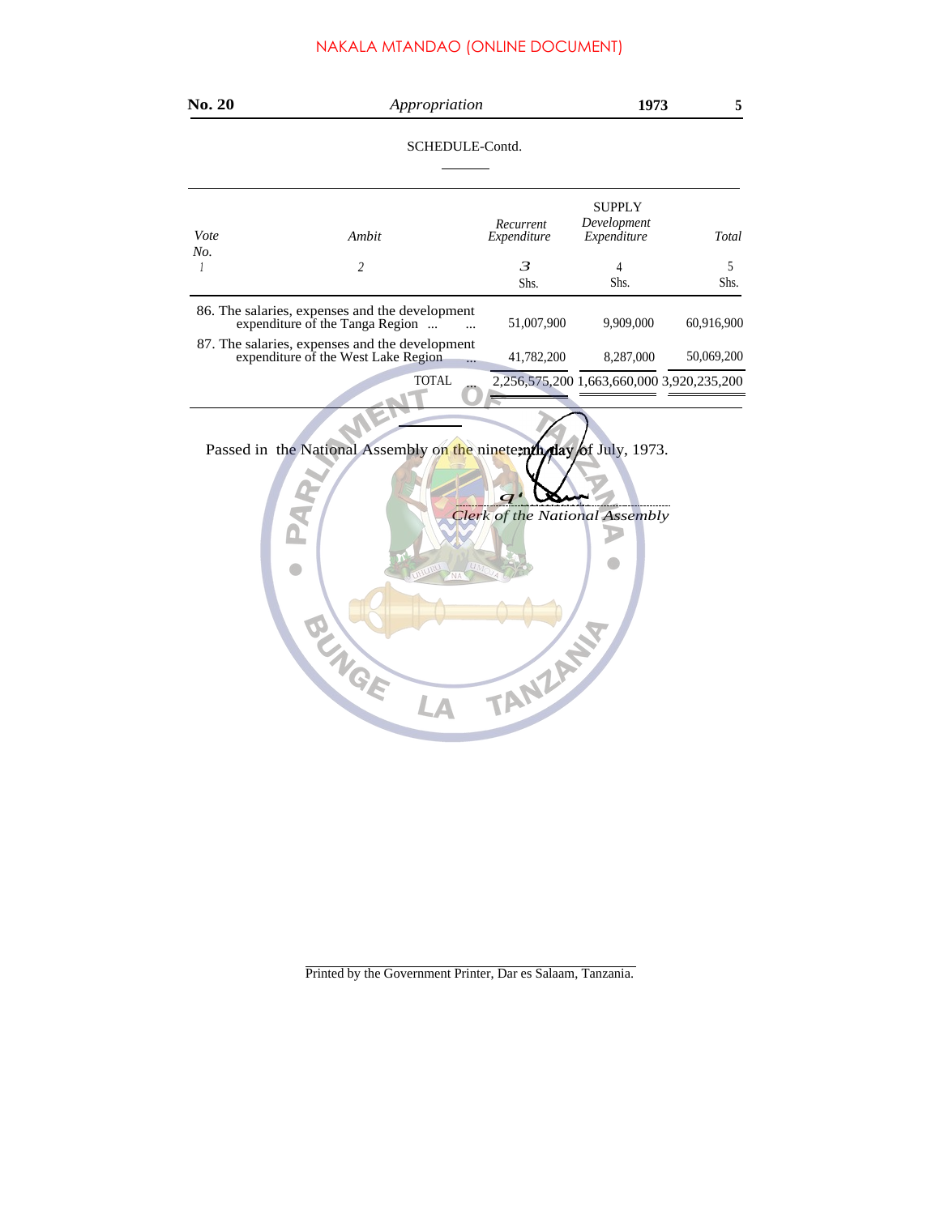SCHEDULE-Contd.

| Vote No. | Ambit | SUPPLY Recurrent Expenditure | Development Expenditure | Total |
|---|---|---|---|---|
| 1 | 2 | 3 Shs. | 4 Shs. | 5 Shs. |
| 86. | The salaries, expenses and the development expenditure of the Tanga Region ... ... | 51,007,900 | 9,909,000 | 60,916,900 |
| 87. | The salaries, expenses and the development expenditure of the West Lake Region ... | 41,782,200 | 8,287,000 | 50,069,200 |
| | TOTAL ... | 2,256,575,200 | 1,663,660,000 | 3,920,235,200 |

Passed in the National Assembly on the nineteenth day of July, 1973.

*Clerk of the National Assembly*

Printed by the Government Printer, Dar es Salaam, Tanzania.